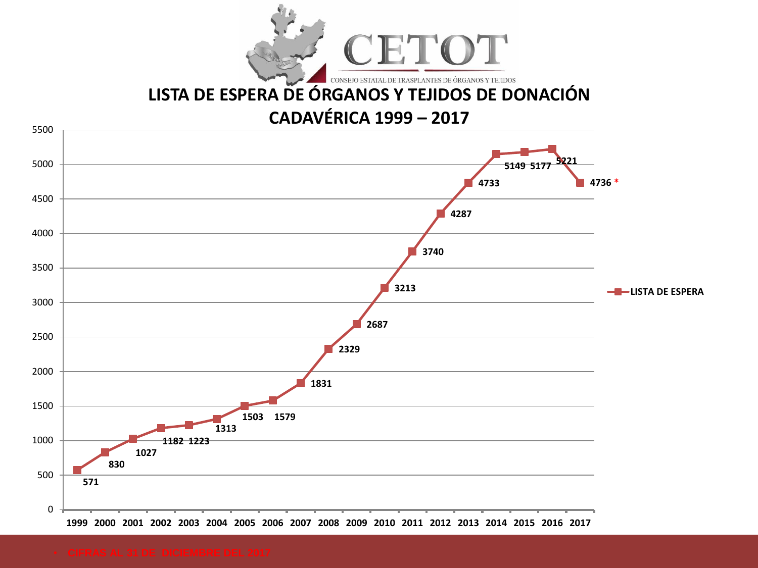CETOT

CONSEJO ESTATAL DE TRASPLANTES DE ÓRGANOS Y TEJIDOS

# LISTA DE ESPERA DE ÓRGANOS Y TEJIDOS DE DONACIÓN CADAVÉRICA 1999 – 2017

| Año | LISTA DE ESPERA |
|---|---|
| 1999 | 571 |
| 2000 | 830 |
| 2001 | 1027 |
| 2002 | 1182 |
| 2003 | 1223 |
| 2004 | 1313 |
| 2005 | 1503 |
| 2006 | 1579 |
| 2007 | 1831 |
| 2008 | 2329 |
| 2009 | 2687 |
| 2010 | 3213 |
| 2011 | 3740 |
| 2012 | 4287 |
| 2013 | 4733 |
| 2014 | 5149 |
| 2015 | 5177 |
| 2016 | 5221 |
| 2017 | 4736 * |

- CIFRAS AL 31 DE DICIEMBRE DEL 2017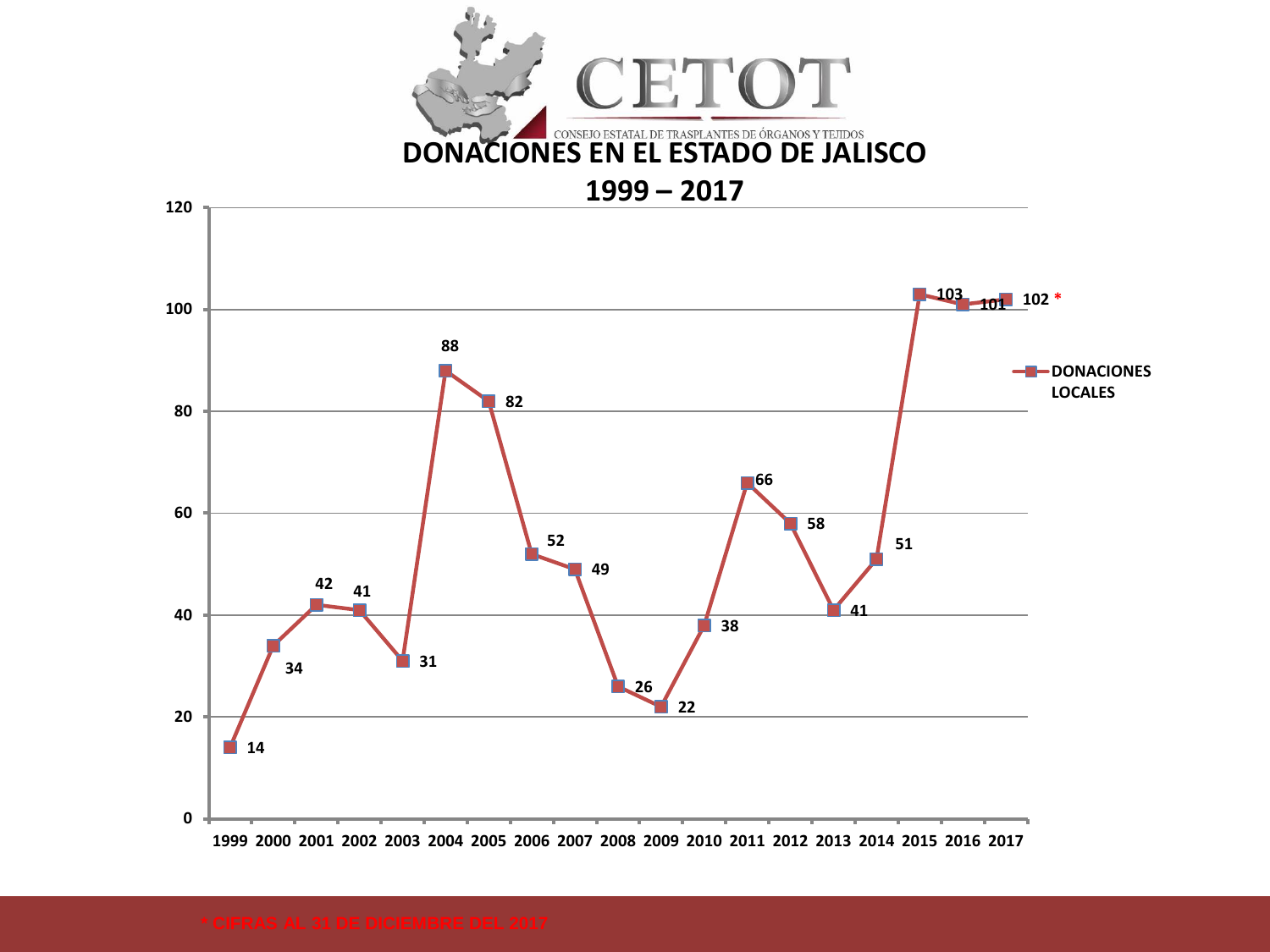CETOT

CONSEJO ESTATAL DE TRASPLANTES DE ÓRGANOS Y TEJIDOS

# DONACIONES EN EL ESTADO DE JALISCO

## 1999 – 2017

| Año | DONACIONES LOCALES |
|---|---|
| 1999 | 14 |
| 2000 | 34 |
| 2001 | 42 |
| 2002 | 41 |
| 2003 | 31 |
| 2004 | 88 |
| 2005 | 82 |
| 2006 | 52 |
| 2007 | 49 |
| 2008 | 26 |
| 2009 | 22 |
| 2010 | 38 |
| 2011 | 66 |
| 2012 | 58 |
| 2013 | 41 |
| 2014 | 51 |
| 2015 | 103 |
| 2016 | 101 |
| 2017 | 102 * |

* CIFRAS AL 31 DE DICIEMBRE DEL 2017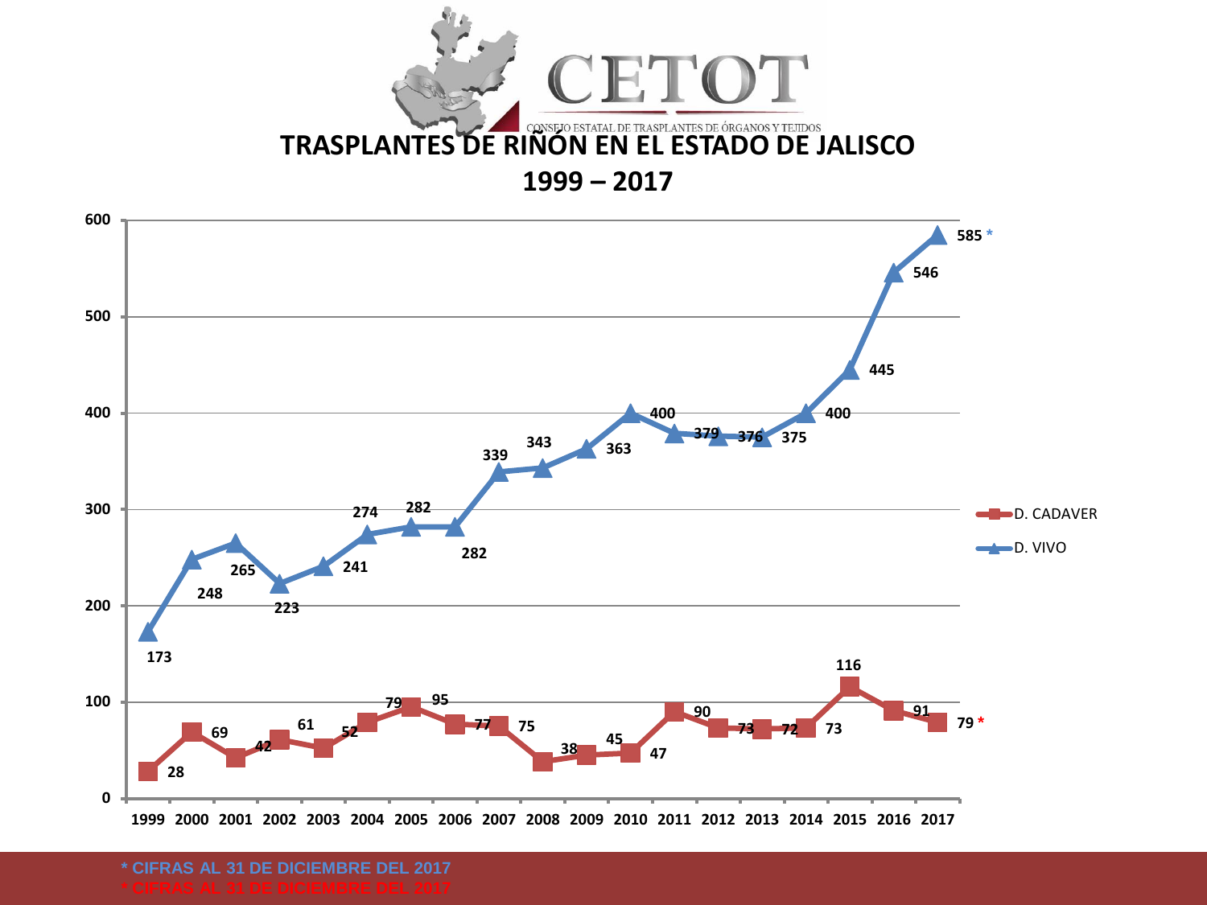CETOT

CONSEJO ESTATAL DE TRASPLANTES DE ÓRGANOS Y TEJIDOS

# TRASPLANTES DE RIÑÓN EN EL ESTADO DE JALISCO

## 1999 – 2017

| Año | D. CADAVER | D. VIVO |
|---|---|---|
| 1999 | 28 | 173 |
| 2000 | 69 | 248 |
| 2001 | 42 | 265 |
| 2002 | 61 | 223 |
| 2003 | 52 | 241 |
| 2004 | 79 | 274 |
| 2005 | 95 | 282 |
| 2006 | 77 | 282 |
| 2007 | 75 | 339 |
| 2008 | 38 | 343 |
| 2009 | 45 | 363 |
| 2010 | 47 | 400 |
| 2011 | 90 | 379 |
| 2012 | 73 | 376 |
| 2013 | 72 | 375 |
| 2014 | 73 | 400 |
| 2015 | 116 | 445 |
| 2016 | 91 | 546 |
| 2017 | 79 * | 585 * |

\* CIFRAS AL 31 DE DICIEMBRE DEL 2017

\* CIFRAS AL 31 DE DICIEMBRE DEL 2017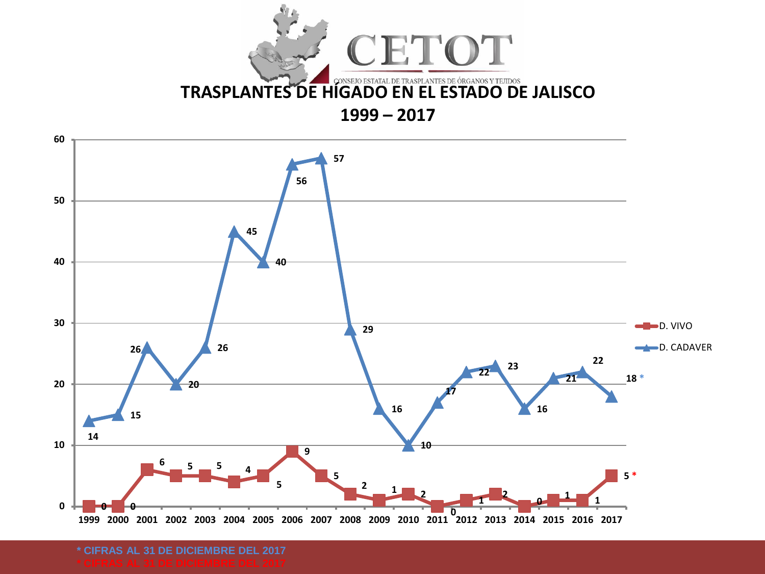CETOT

CONSEJO ESTATAL DE TRASPLANTES DE ÓRGANOS Y TEJIDOS

# TRASPLANTES DE HÍGADO EN EL ESTADO DE JALISCO

## 1999 – 2017

| Año | D. VIVO | D. CADAVER |
|---|---|---|
| 1999 | 0 | 14 |
| 2000 | 0 | 15 |
| 2001 | 6 | 26 |
| 2002 | 5 | 20 |
| 2003 | 5 | 26 |
| 2004 | 4 | 45 |
| 2005 | 5 | 40 |
| 2006 | 9 | 56 |
| 2007 | 5 | 57 |
| 2008 | 2 | 29 |
| 2009 | 1 | 16 |
| 2010 | 2 | 10 |
| 2011 | 0 | 17 |
| 2012 | 1 | 22 |
| 2013 | 2 | 23 |
| 2014 | 0 | 16 |
| 2015 | 1 | 21 |
| 2016 | 1 | 22 |
| 2017 | 5 * | 18 * |

\* CIFRAS AL 31 DE DICIEMBRE DEL 2017

\* CIFRAS AL 31 DE DICIEMBRE DEL 2017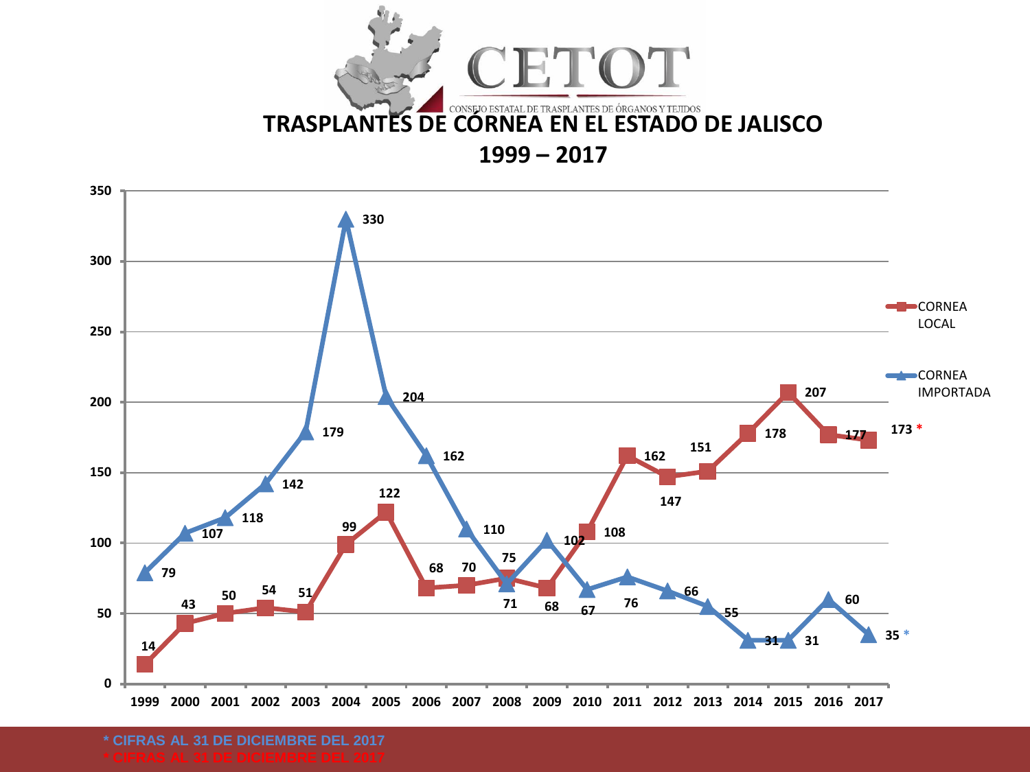CETOT

CONSEJO ESTATAL DE TRASPLANTES DE ÓRGANOS Y TEJIDOS

# TRASPLANTES DE CÓRNEA EN EL ESTADO DE JALISCO

## 1999 – 2017

| Año | CORNEA LOCAL | CORNEA IMPORTADA |
|---|---|---|
| 1999 | 14 | 79 |
| 2000 | 43 | 107 |
| 2001 | 50 | 118 |
| 2002 | 54 | 142 |
| 2003 | 51 | 179 |
| 2004 | 99 | 330 |
| 2005 | 122 | 204 |
| 2006 | 68 | 162 |
| 2007 | 70 | 110 |
| 2008 | 75 | 71 |
| 2009 | 68 | 102 |
| 2010 | 108 | 67 |
| 2011 | 162 | 76 |
| 2012 | 147 | 66 |
| 2013 | 151 | 55 |
| 2014 | 178 | 31 |
| 2015 | 207 | 31 |
| 2016 | 177 | 60 |
| 2017 | 173 * | 35 * |

\* CIFRAS AL 31 DE DICIEMBRE DEL 2017

\* CIFRAS AL 31 DE DICIEMBRE DEL 2017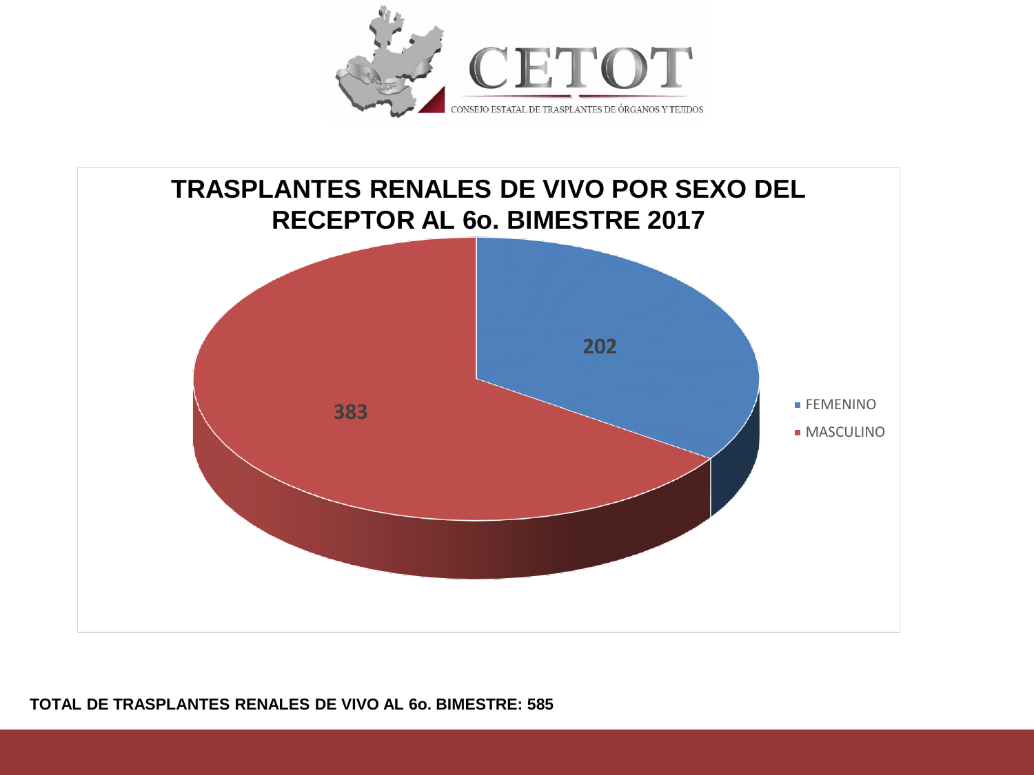CETOT

CONSEJO ESTATAL DE TRASPLANTES DE ÓRGANOS Y TEJIDOS

## TRASPLANTES RENALES DE VIVO POR SEXO DEL RECEPTOR AL 6o. BIMESTRE 2017

| Sexo | Trasplantes |
| --- | --- |
| FEMENINO | 202 |
| MASCULINO | 383 |

**TOTAL DE TRASPLANTES RENALES DE VIVO AL 6o. BIMESTRE: 585**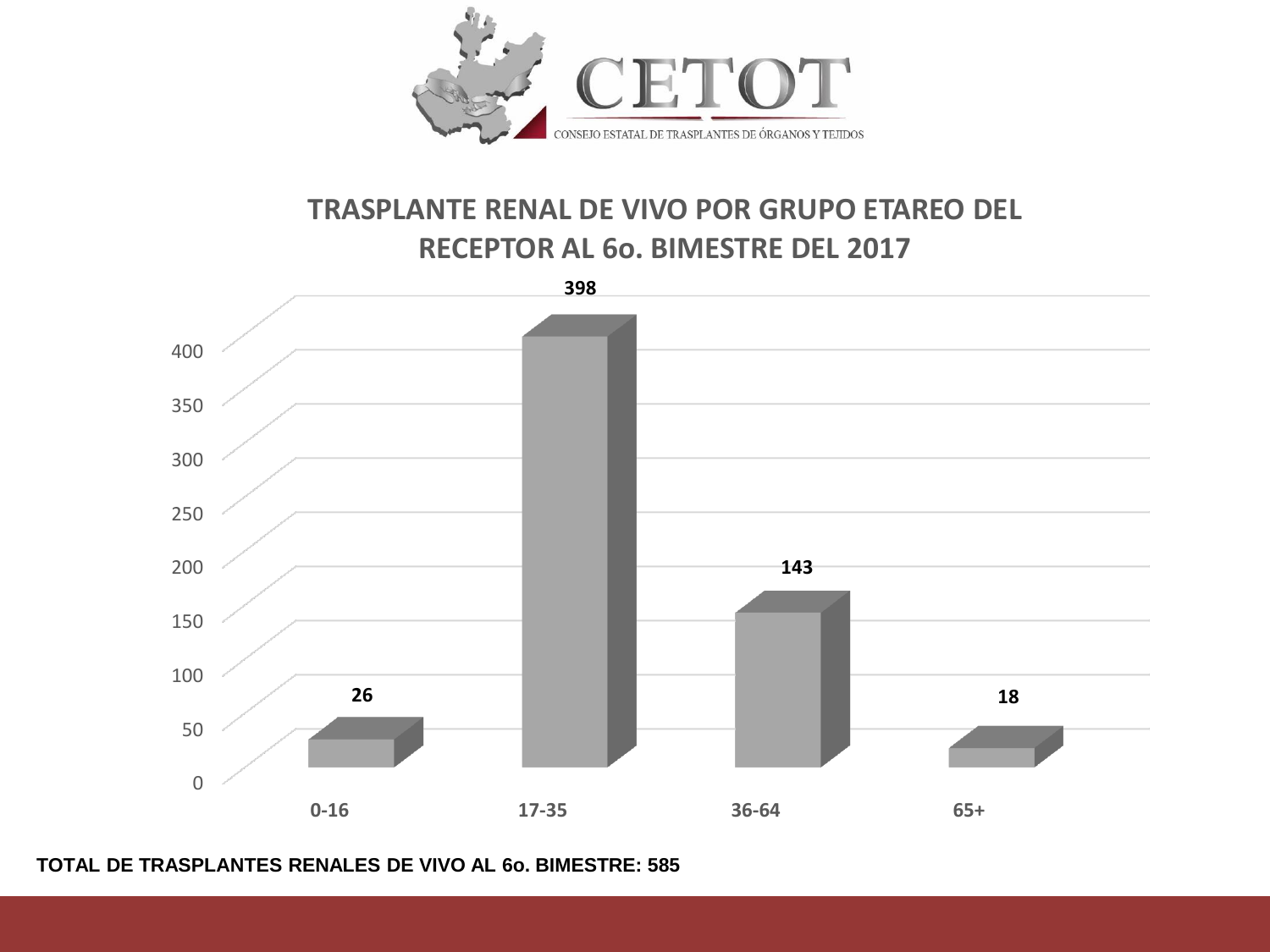CETOT

CONSEJO ESTATAL DE TRASPLANTES DE ÓRGANOS Y TEJIDOS

## TRASPLANTE RENAL DE VIVO POR GRUPO ETAREO DEL RECEPTOR AL 6o. BIMESTRE DEL 2017

| Grupo etareo | Trasplantes |
|---|---|
| 0-16 | 26 |
| 17-35 | 398 |
| 36-64 | 143 |
| 65+ | 18 |

**TOTAL DE TRASPLANTES RENALES DE VIVO AL 6o. BIMESTRE: 585**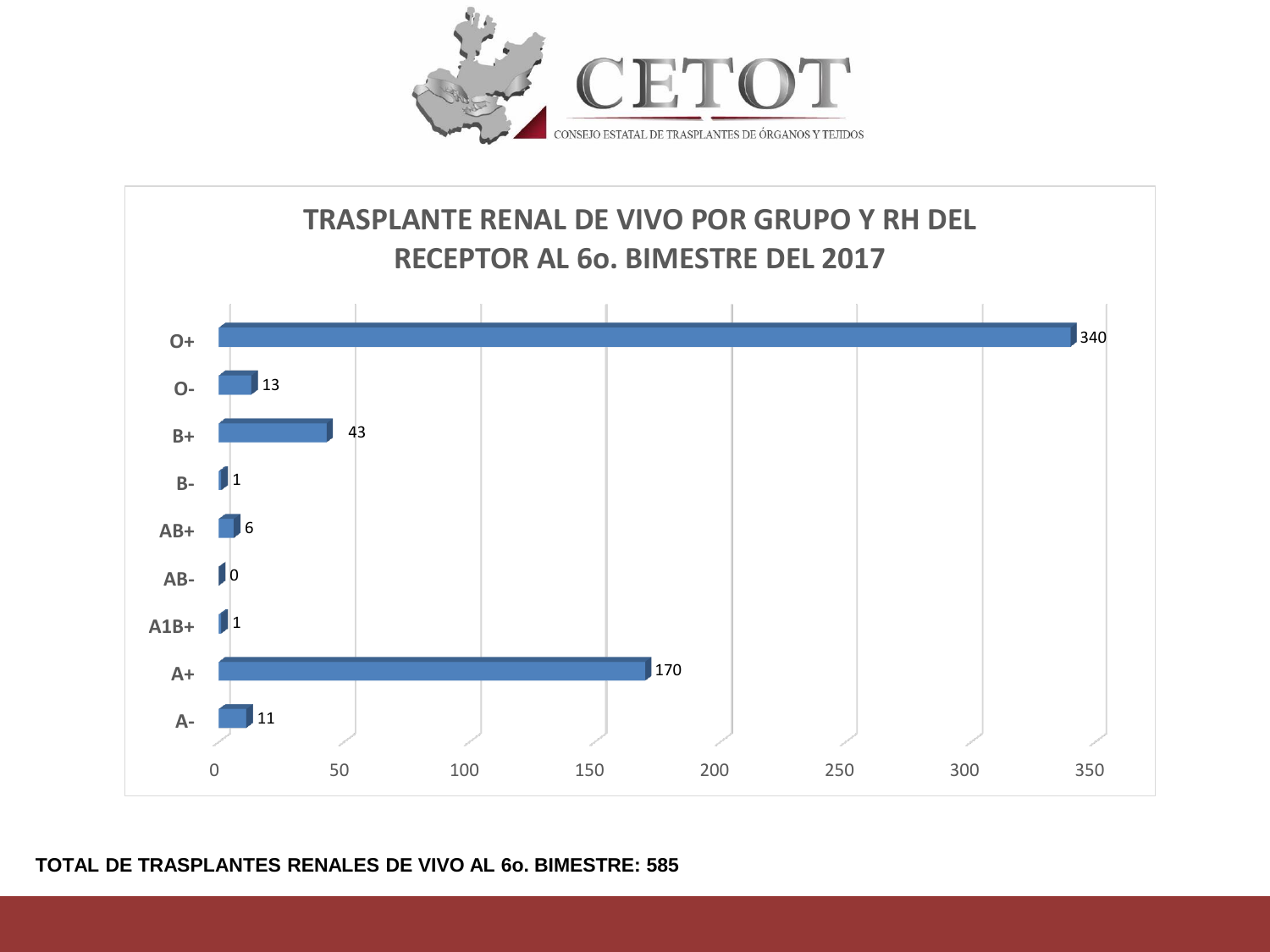CETOT

CONSEJO ESTATAL DE TRASPLANTES DE ÓRGANOS Y TEJIDOS

## TRASPLANTE RENAL DE VIVO POR GRUPO Y RH DEL RECEPTOR AL 6o. BIMESTRE DEL 2017

| Grupo y RH | Trasplantes |
|---|---|
| O+ | 340 |
| O- | 13 |
| B+ | 43 |
| B- | 1 |
| AB+ | 6 |
| AB- | 0 |
| A1B+ | 1 |
| A+ | 170 |
| A- | 11 |

**TOTAL DE TRASPLANTES RENALES DE VIVO AL 6o. BIMESTRE: 585**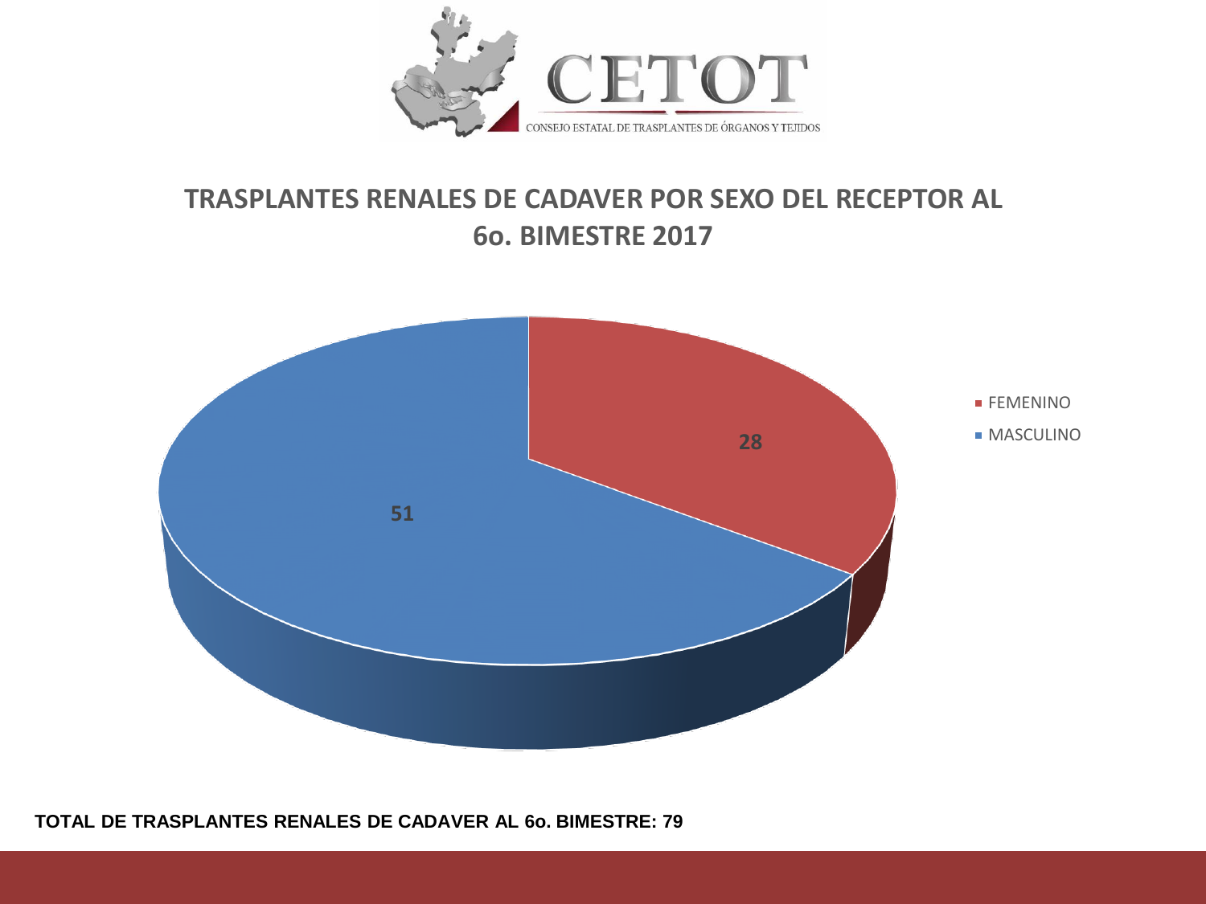CETOT

CONSEJO ESTATAL DE TRASPLANTES DE ÓRGANOS Y TEJIDOS

## TRASPLANTES RENALES DE CADAVER POR SEXO DEL RECEPTOR AL 6o. BIMESTRE 2017

| Sexo | Trasplantes |
|---|---|
| FEMENINO | 28 |
| MASCULINO | 51 |

**TOTAL DE TRASPLANTES RENALES DE CADAVER AL 6o. BIMESTRE: 79**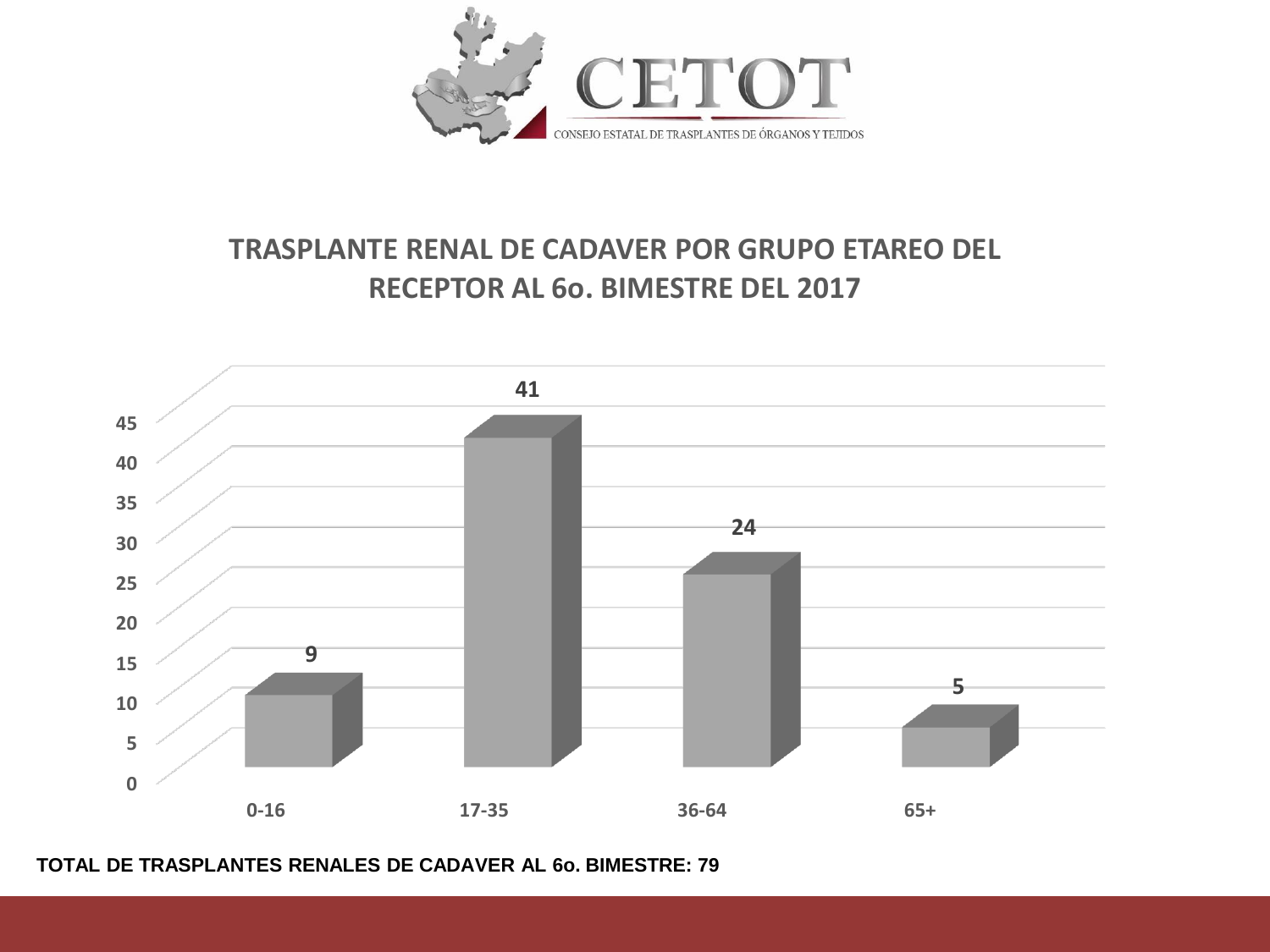CETOT

CONSEJO ESTATAL DE TRASPLANTES DE ÓRGANOS Y TEJIDOS

## TRASPLANTE RENAL DE CADAVER POR GRUPO ETAREO DEL RECEPTOR AL 6o. BIMESTRE DEL 2017

| Grupo etario | Trasplantes |
| --- | --- |
| 0-16 | 9 |
| 17-35 | 41 |
| 36-64 | 24 |
| 65+ | 5 |

**TOTAL DE TRASPLANTES RENALES DE CADAVER AL 6o. BIMESTRE: 79**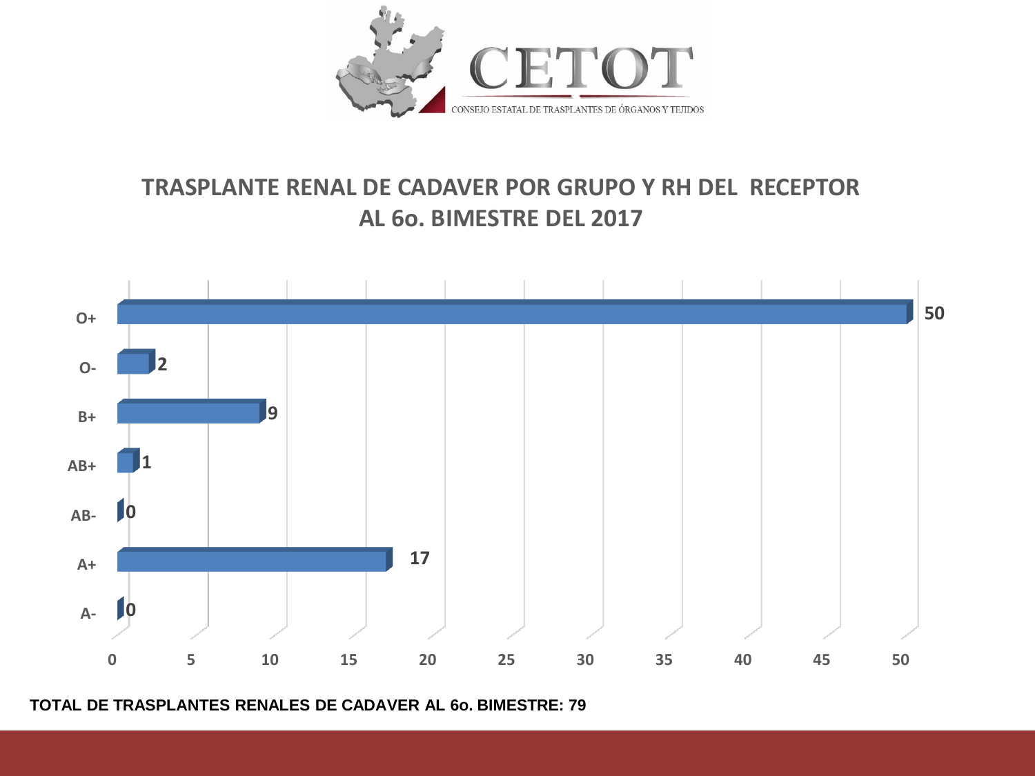CETOT

CONSEJO ESTATAL DE TRASPLANTES DE ÓRGANOS Y TEJIDOS

## TRASPLANTE RENAL DE CADAVER POR GRUPO Y RH DEL RECEPTOR AL 6o. BIMESTRE DEL 2017

| Grupo y RH | Trasplantes |
|---|---|
| O+ | 50 |
| O- | 2 |
| B+ | 9 |
| AB+ | 1 |
| AB- | 0 |
| A+ | 17 |
| A- | 0 |

**TOTAL DE TRASPLANTES RENALES DE CADAVER AL 6o. BIMESTRE: 79**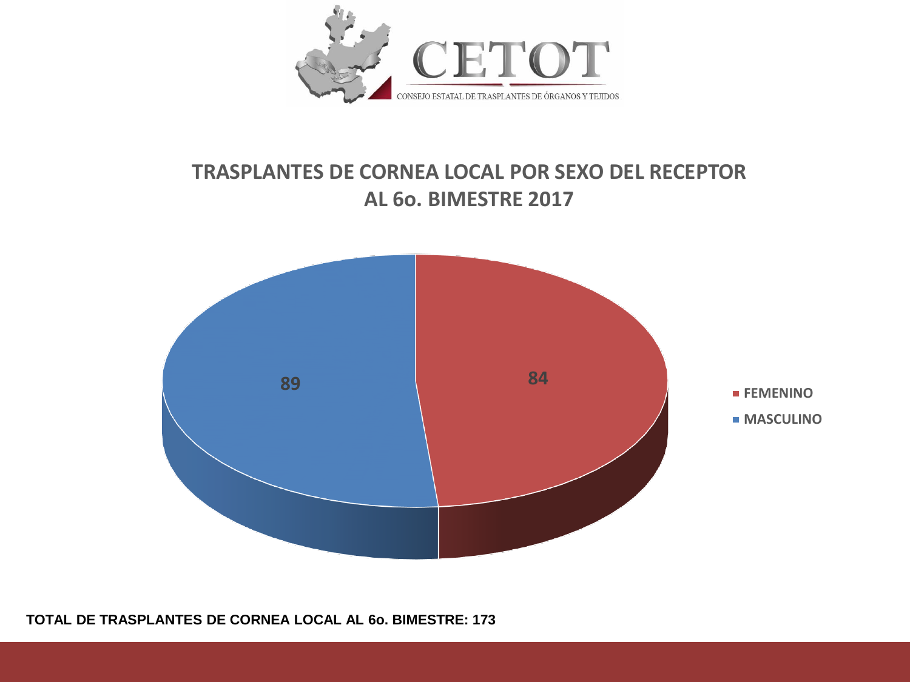CETOT

CONSEJO ESTATAL DE TRASPLANTES DE ÓRGANOS Y TEJIDOS

## TRASPLANTES DE CORNEA LOCAL POR SEXO DEL RECEPTOR AL 6o. BIMESTRE 2017

| Sexo | Trasplantes |
|---|---|
| FEMENINO | 84 |
| MASCULINO | 89 |

**TOTAL DE TRASPLANTES DE CORNEA LOCAL AL 6o. BIMESTRE: 173**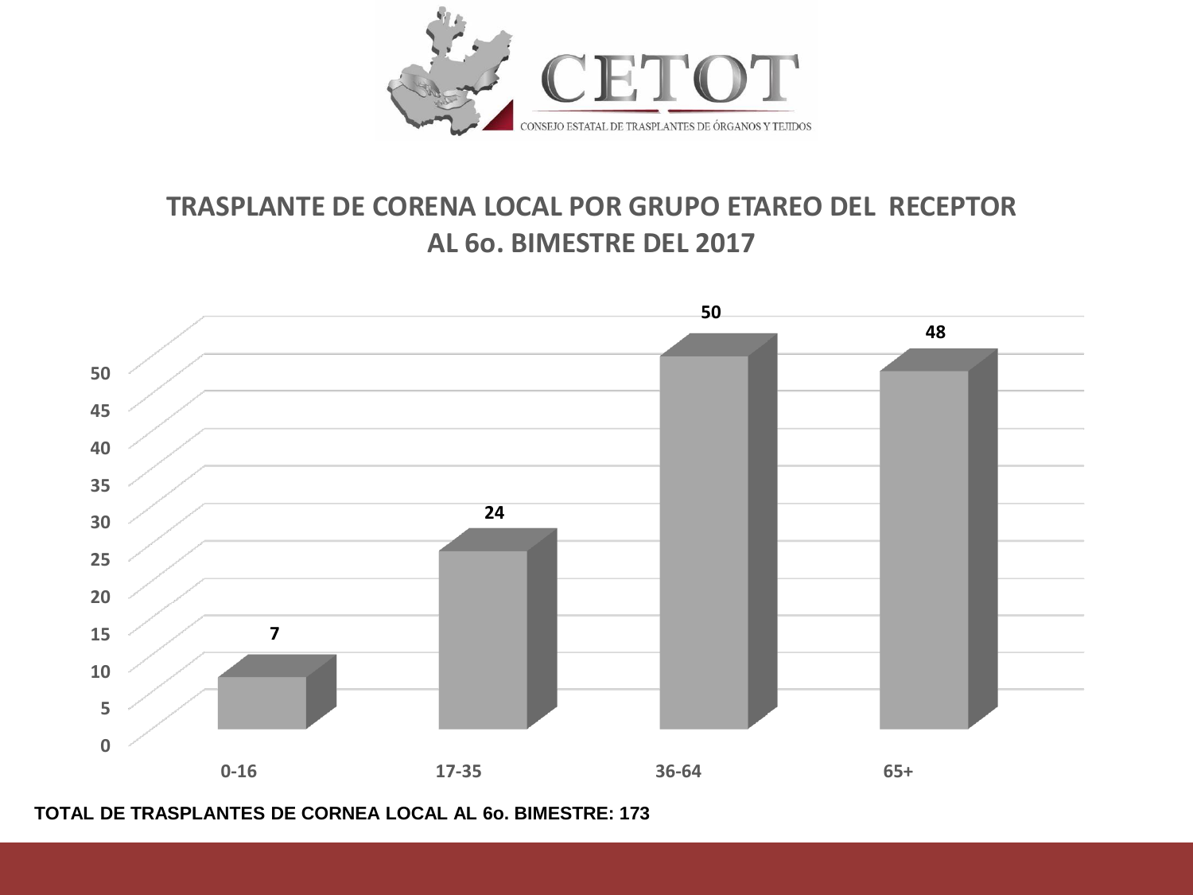CETOT

CONSEJO ESTATAL DE TRASPLANTES DE ÓRGANOS Y TEJIDOS

## TRASPLANTE DE CORENA LOCAL POR GRUPO ETAREO DEL RECEPTOR AL 6o. BIMESTRE DEL 2017

| Grupo etareo | Trasplantes |
|---|---|
| 0-16 | 7 |
| 17-35 | 24 |
| 36-64 | 50 |
| 65+ | 48 |

**TOTAL DE TRASPLANTES DE CORNEA LOCAL AL 6o. BIMESTRE: 173**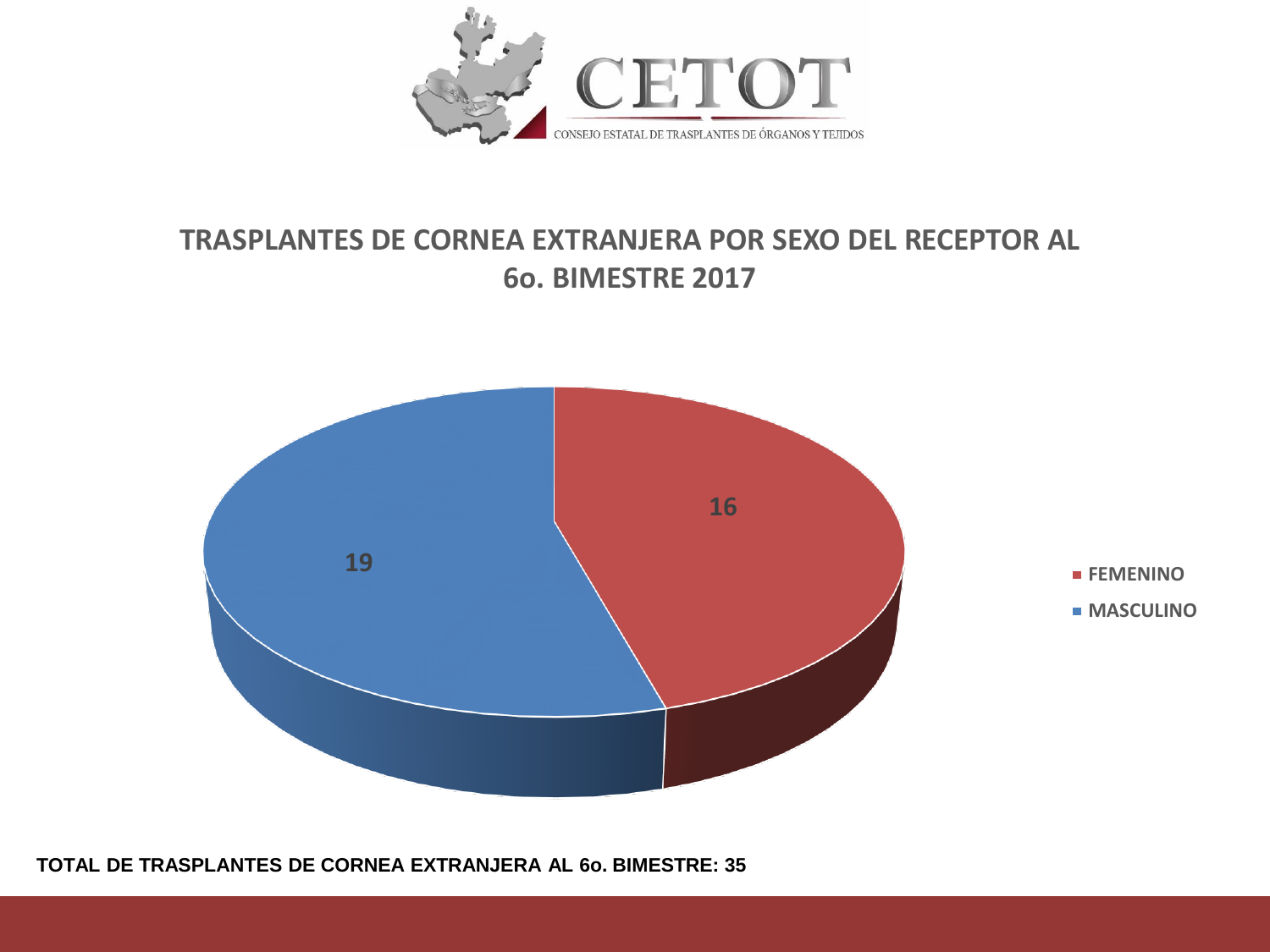CETOT

CONSEJO ESTATAL DE TRASPLANTES DE ÓRGANOS Y TEJIDOS

## TRASPLANTES DE CORNEA EXTRANJERA POR SEXO DEL RECEPTOR AL 6o. BIMESTRE 2017

| Sexo | Trasplantes |
| --- | --- |
| FEMENINO | 16 |
| MASCULINO | 19 |

**TOTAL DE TRASPLANTES DE CORNEA EXTRANJERA AL 6o. BIMESTRE: 35**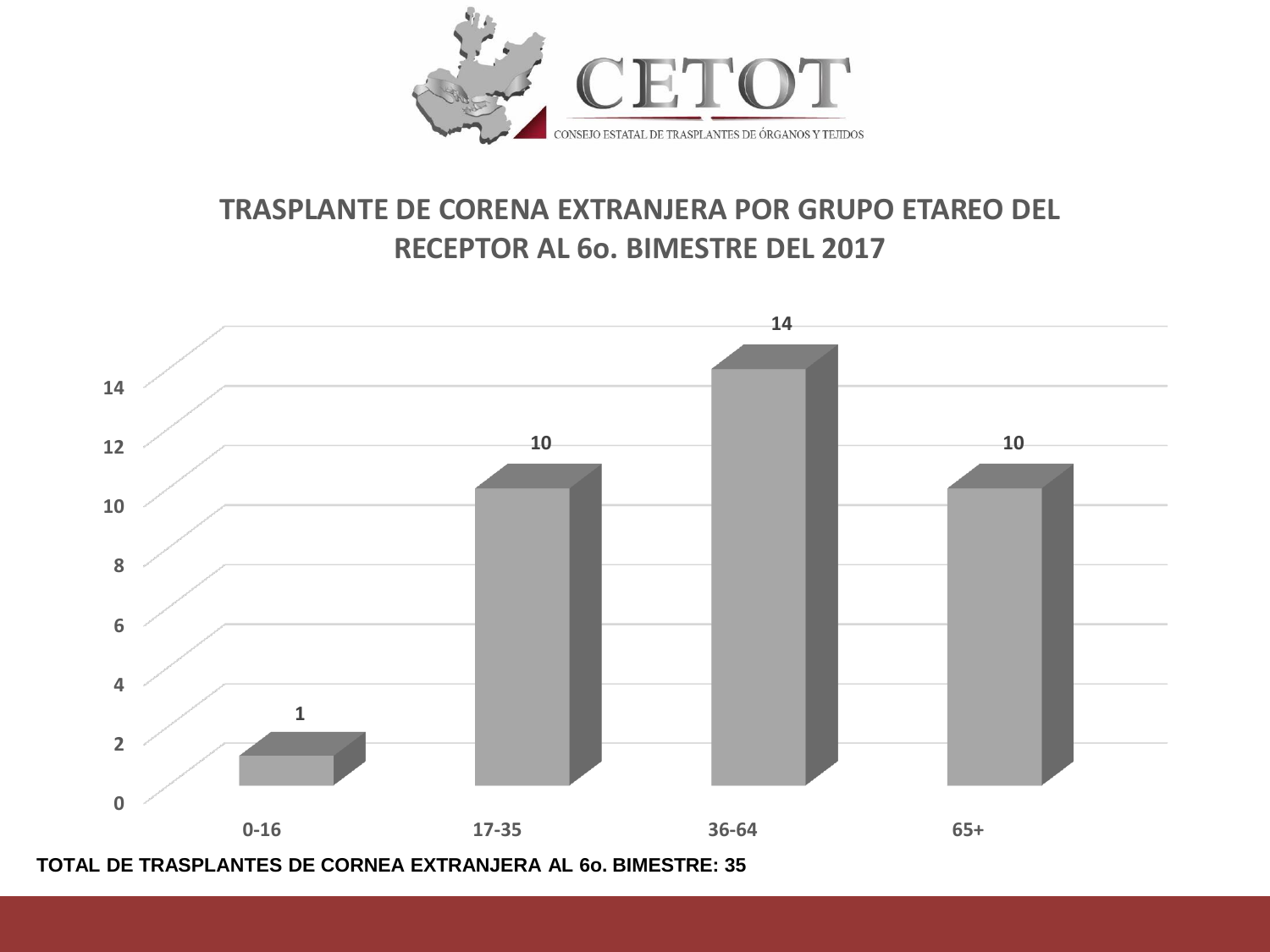CETOT

CONSEJO ESTATAL DE TRASPLANTES DE ÓRGANOS Y TEJIDOS

## TRASPLANTE DE CORENA EXTRANJERA POR GRUPO ETAREO DEL RECEPTOR AL 6o. BIMESTRE DEL 2017

| Grupo etareo | Trasplantes |
|---|---|
| 0-16 | 1 |
| 17-35 | 10 |
| 36-64 | 14 |
| 65+ | 10 |

**TOTAL DE TRASPLANTES DE CORNEA EXTRANJERA AL 6o. BIMESTRE: 35**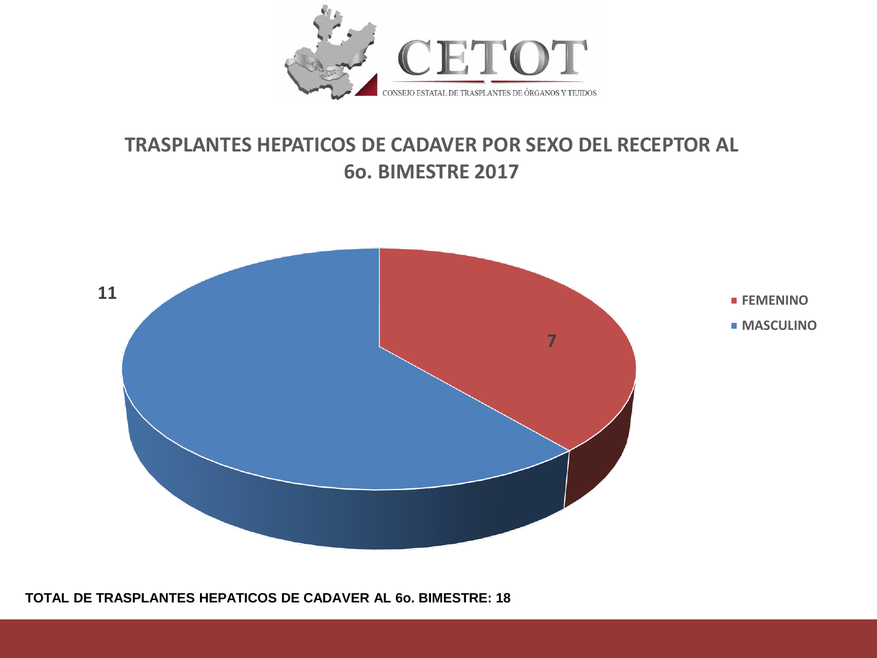CETOT

CONSEJO ESTATAL DE TRASPLANTES DE ÓRGANOS Y TEJIDOS

## TRASPLANTES HEPATICOS DE CADAVER POR SEXO DEL RECEPTOR AL 6o. BIMESTRE 2017

| Sexo | Trasplantes |
| --- | --- |
| FEMENINO | 7 |
| MASCULINO | 11 |

**TOTAL DE TRASPLANTES HEPATICOS DE CADAVER AL 6o. BIMESTRE: 18**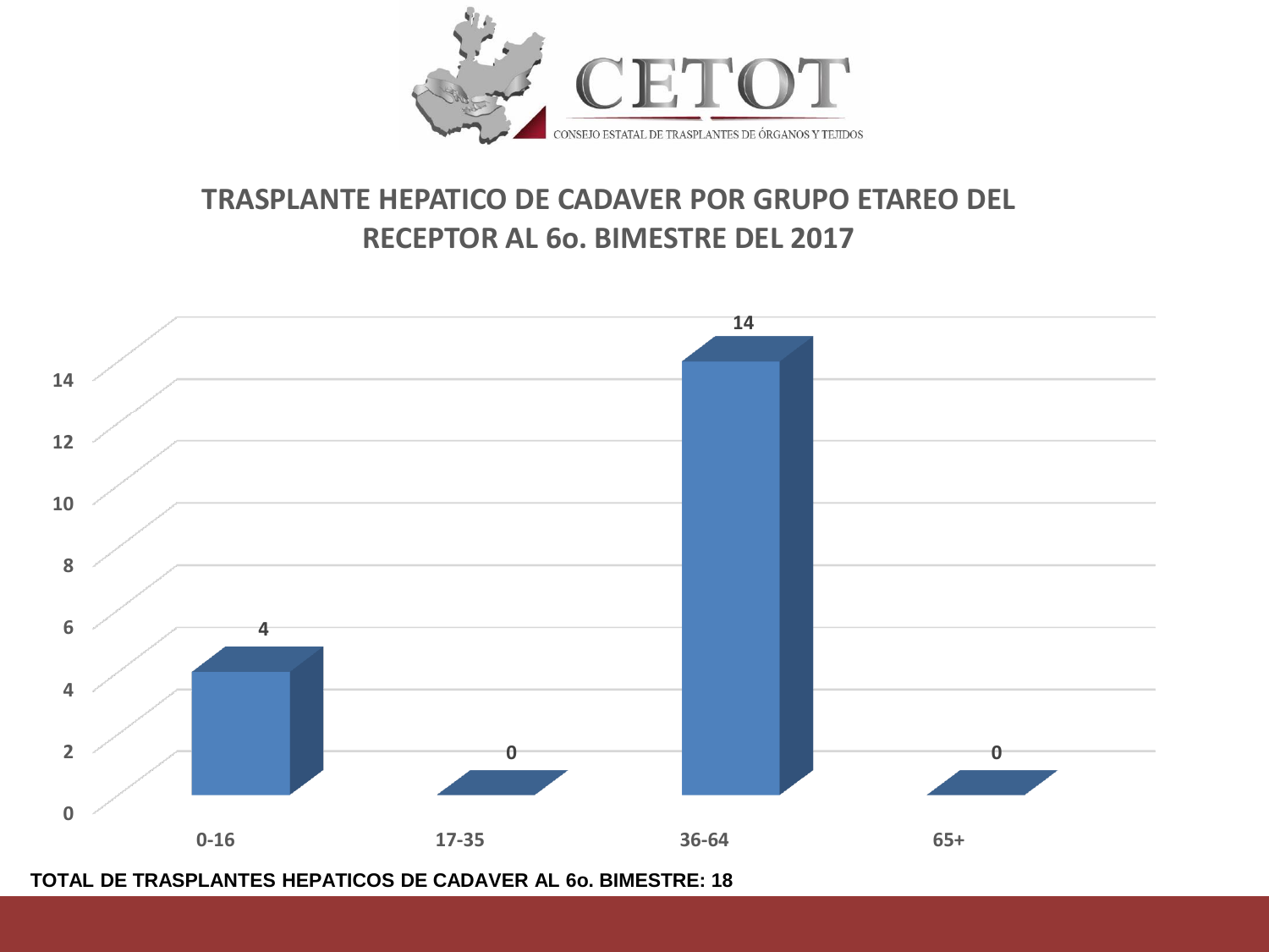CETOT

CONSEJO ESTATAL DE TRASPLANTES DE ÓRGANOS Y TEJIDOS

## TRASPLANTE HEPATICO DE CADAVER POR GRUPO ETAREO DEL RECEPTOR AL 6o. BIMESTRE DEL 2017

| Grupo etareo | Trasplantes |
| --- | --- |
| 0-16 | 4 |
| 17-35 | 0 |
| 36-64 | 14 |
| 65+ | 0 |

**TOTAL DE TRASPLANTES HEPATICOS DE CADAVER AL 6o. BIMESTRE: 18**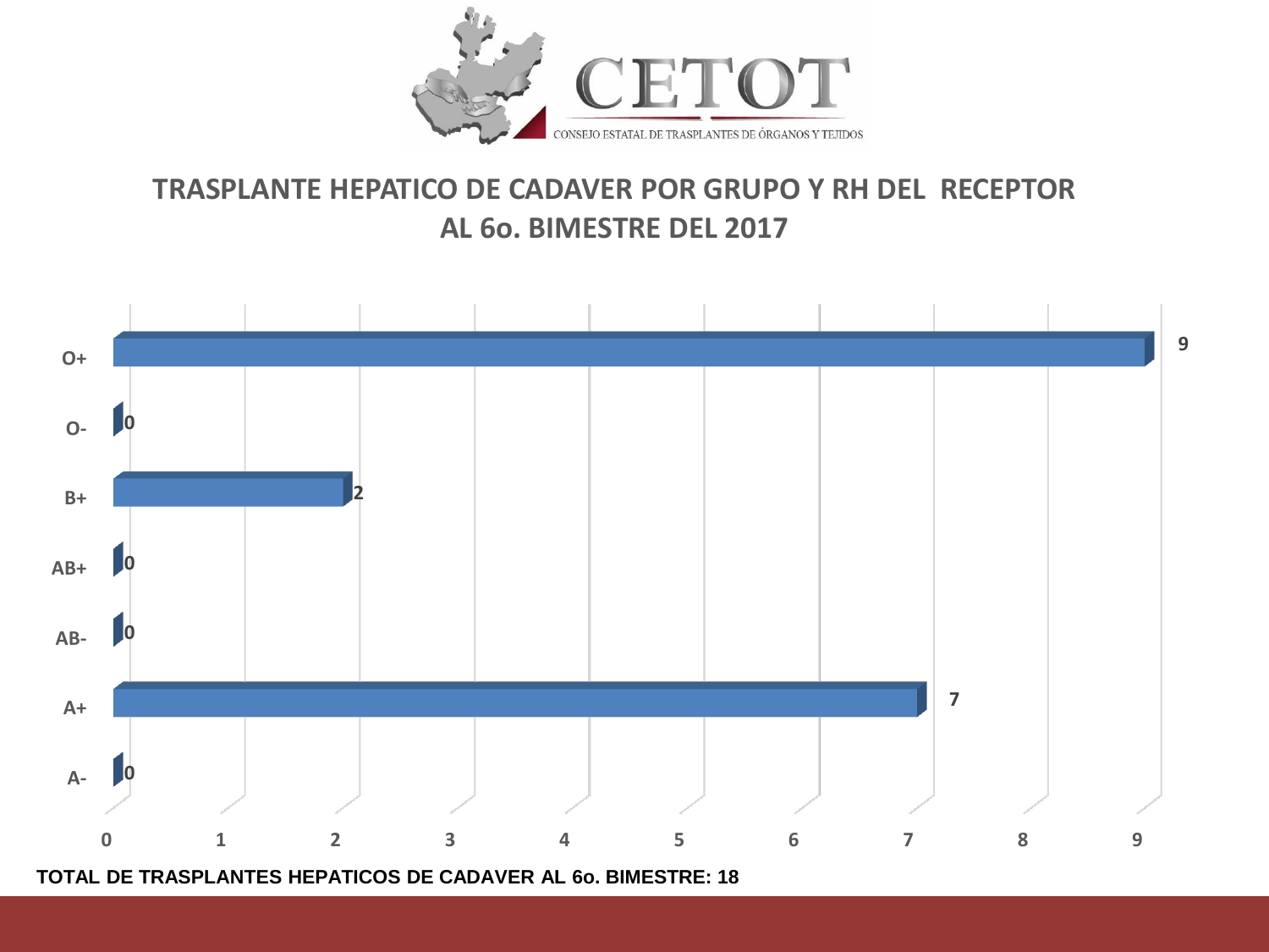CETOT

CONSEJO ESTATAL DE TRASPLANTES DE ÓRGANOS Y TEJIDOS

## TRASPLANTE HEPATICO DE CADAVER POR GRUPO Y RH DEL RECEPTOR AL 6o. BIMESTRE DEL 2017

O+ 9

O- 0

B+ 2

AB+ 0

AB- 0

A+ 7

A- 0

0 1 2 3 4 5 6 7 8 9

**TOTAL DE TRASPLANTES HEPATICOS DE CADAVER AL 6o. BIMESTRE: 18**